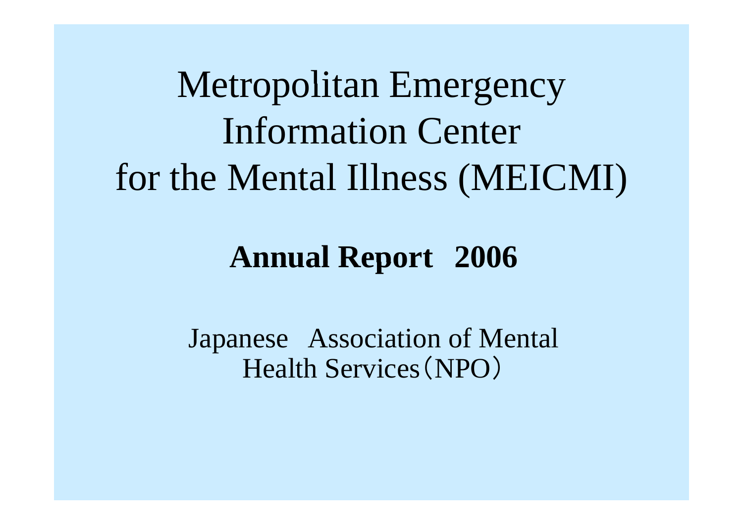# Metropolitan Emergency Information Center for the Mental Illness (MEICMI)

## **Annual Report 2006**

Japanese Association of Mental Health Services（NPO）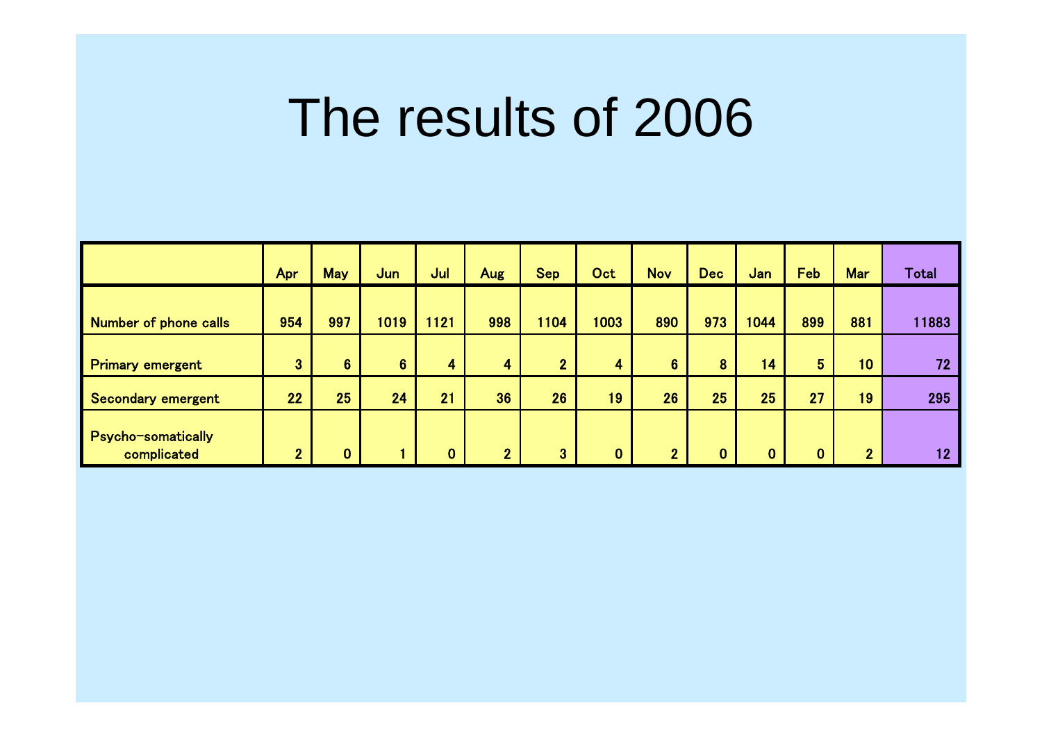# The results of 2006

| | Apr | May | Jun | Jul | Aug | Sep | Oct | Nov | Dec | Jan | Feb | Mar | Total |
|---|---|---|---|---|---|---|---|---|---|---|---|---|---|
| Number of phone calls | 954 | 997 | 1019 | 1121 | 998 | 1104 | 1003 | 890 | 973 | 1044 | 899 | 881 | 11883 |
| Primary emergent | 3 | 6 | 6 | 4 | 4 | 2 | 4 | 6 | 8 | 14 | 5 | 10 | 72 |
| Secondary emergent | 22 | 25 | 24 | 21 | 36 | 26 | 19 | 26 | 25 | 25 | 27 | 19 | 295 |
| Psycho-somatically complicated | 2 | 0 | 1 | 0 | 2 | 3 | 0 | 2 | 0 | 0 | 0 | 2 | 12 |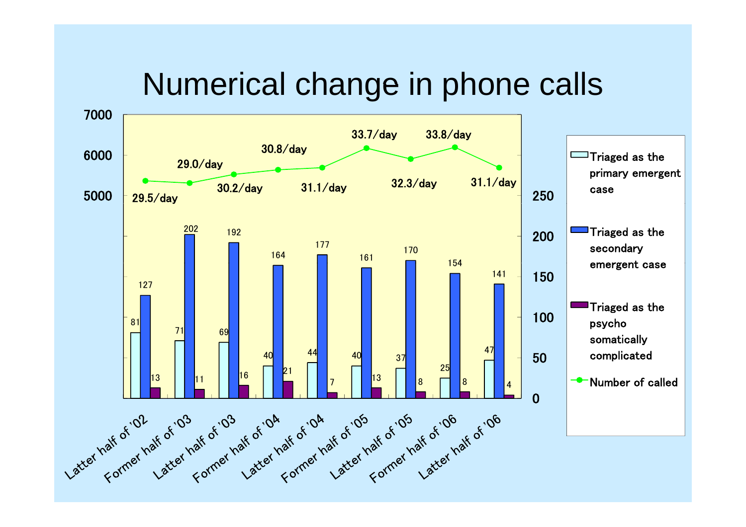# Numerical change in phone calls

| | Triaged as the primary emergent case | Triaged as the secondary emergent case | Triaged as the psycho somatically complicated | Number of called |
|---|---|---|---|---|
| Latter half of '02 | 81 | 127 | 13 | 29.5/day |
| Former half of '03 | 71 | 202 | 11 | 29.0/day |
| Latter half of '03 | 69 | 192 | 16 | 30.2/day |
| Former half of '04 | 40 | 164 | 21 | 30.8/day |
| Latter half of '04 | 44 | 177 | 7 | 31.1/day |
| Former half of '05 | 40 | 161 | 13 | 33.7/day |
| Latter half of '05 | 37 | 170 | 8 | 32.3/day |
| Former half of '06 | 25 | 154 | 8 | 33.8/day |
| Latter half of '06 | 47 | 141 | 4 | 31.1/day |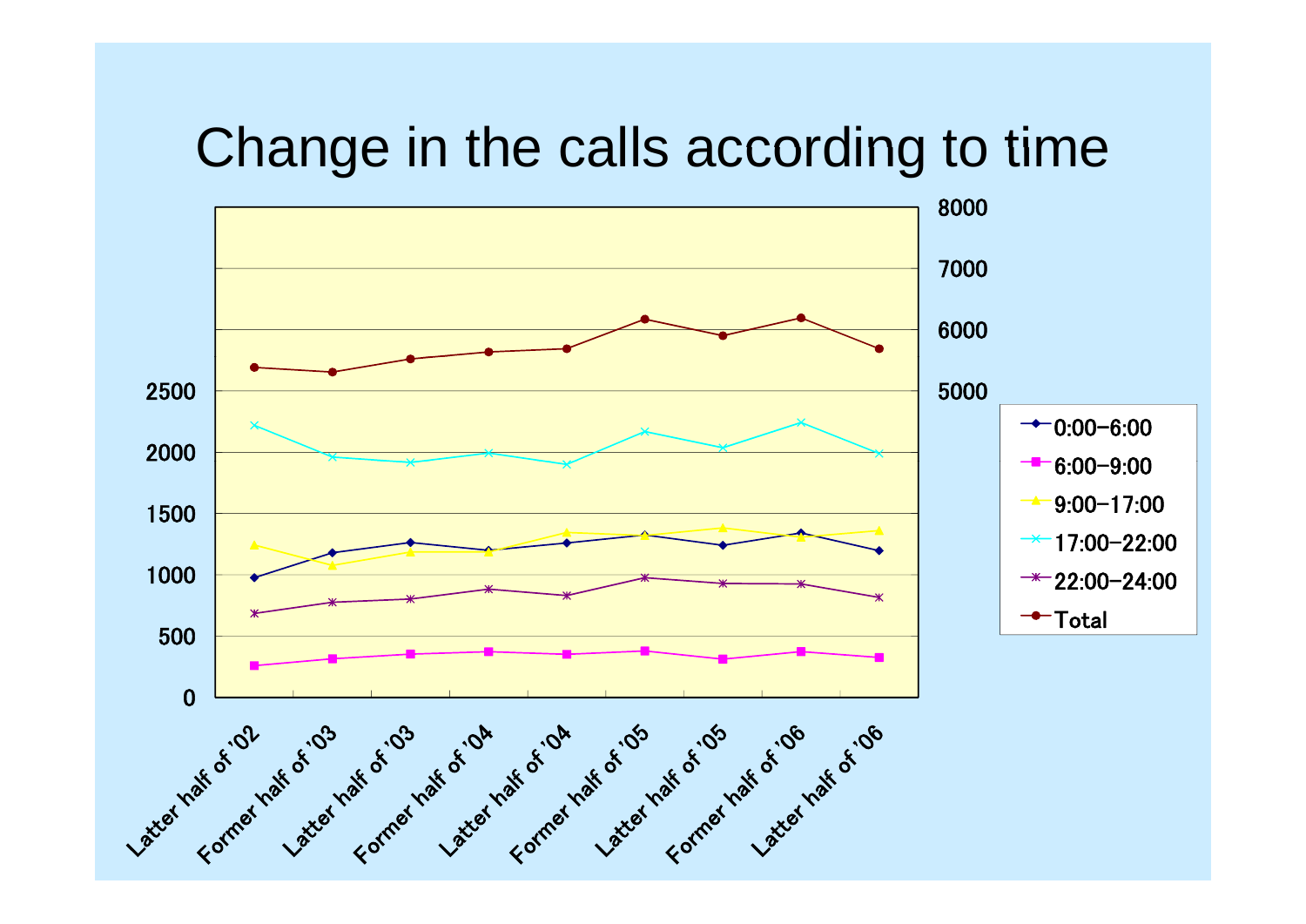# Change in the calls according to time

Left axis: 0, 500, 1000, 1500, 2000, 2500

Right axis: 5000, 6000, 7000, 8000

Legend:
- 0:00-6:00
- 6:00-9:00
- 9:00-17:00
- 17:00-22:00
- 22:00-24:00
- Total

X-axis: Latter half of '02, Former half of '03, Latter half of '03, Former half of '04, Latter half of '04, Former half of '05, Latter half of '05, Former half of '06, Latter half of '06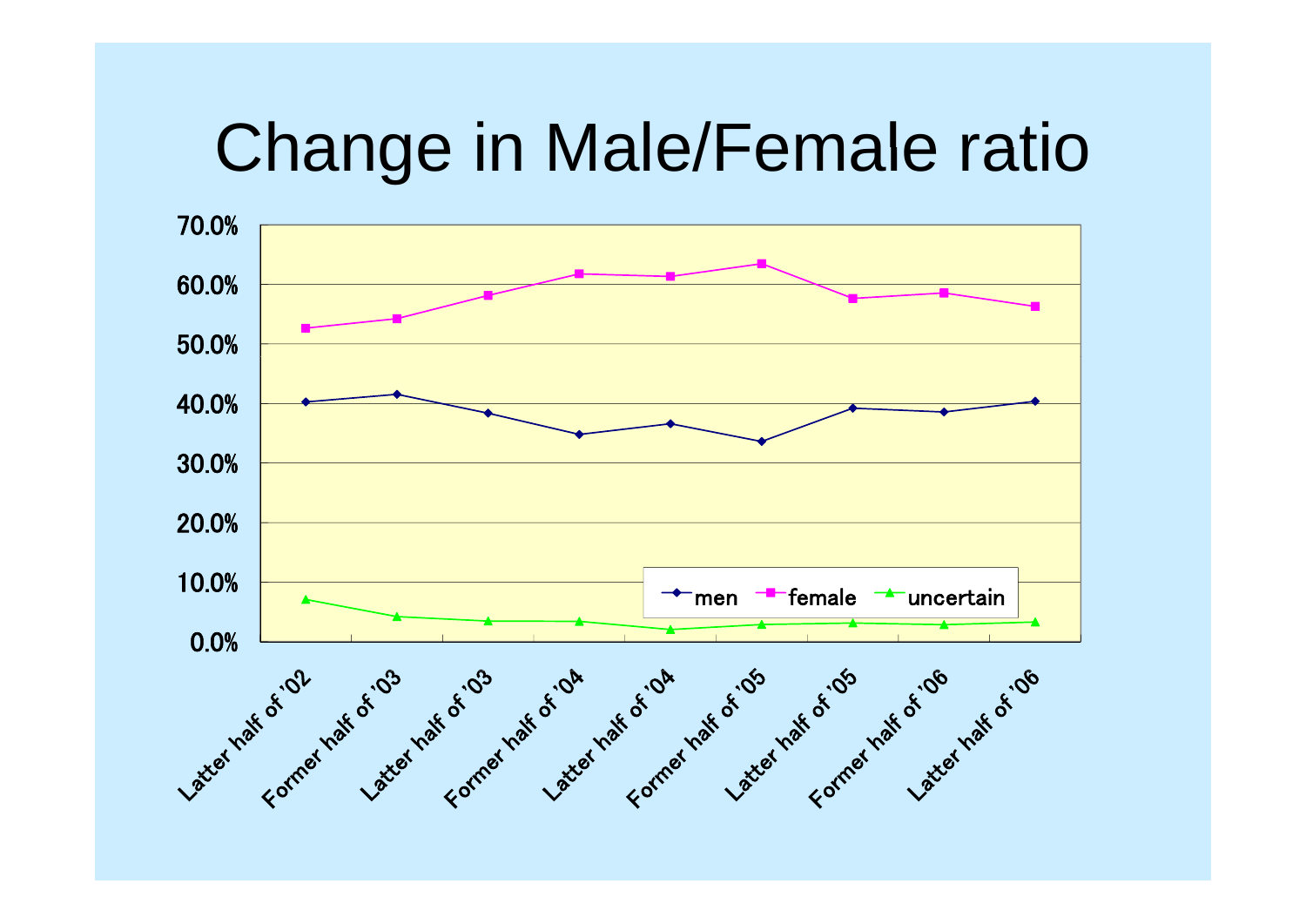# Change in Male/Female ratio

70.0%
60.0%
50.0%
40.0%
30.0%
20.0%
10.0%
0.0%

men female uncertain

Latter half of '02 | Former half of '03 | Latter half of '03 | Former half of '04 | Latter half of '04 | Former half of '05 | Latter half of '05 | Former half of '06 | Latter half of '06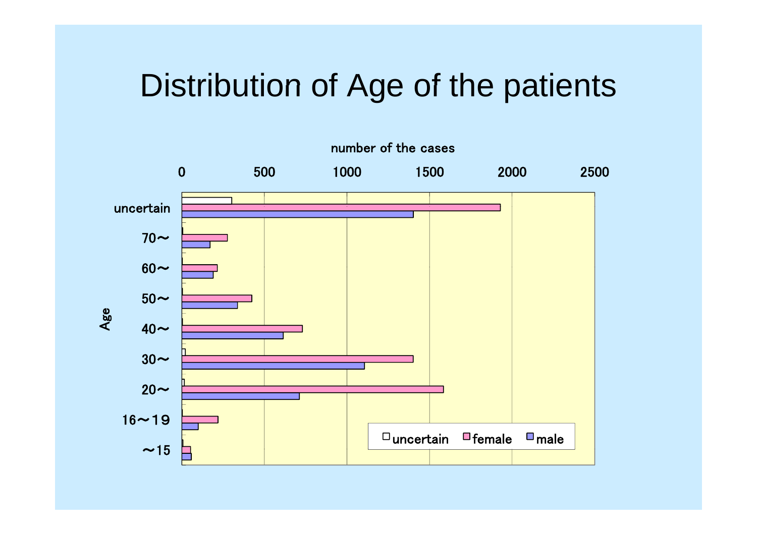# Distribution of Age of the patients

number of the cases

0 500 1000 1500 2000 2500

Age

uncertain

70～

60～

50～

40～

30～

20～

16～19

～15

□uncertain □female □male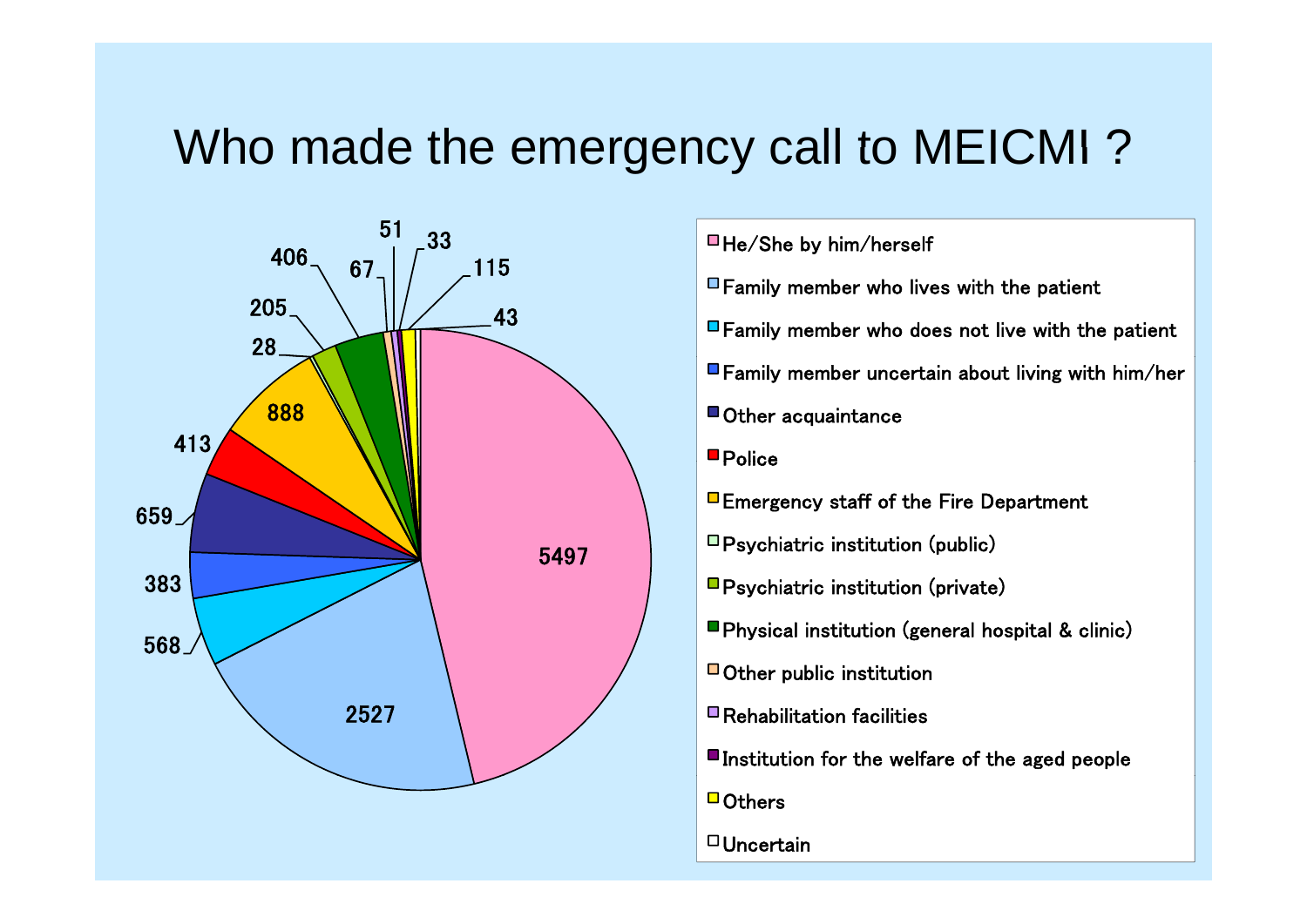# Who made the emergency call to MEICMI ?

| Caller | Count |
|---|---|
| He/She by him/herself | 5497 |
| Family member who lives with the patient | 2527 |
| Family member who does not live with the patient | 568 |
| Family member uncertain about living with him/her | 383 |
| Other acquaintance | 659 |
| Police | 413 |
| Emergency staff of the Fire Department | 888 |
| Psychiatric institution (public) | 28 |
| Psychiatric institution (private) | 205 |
| Physical institution (general hospital & clinic) | 406 |
| Other public institution | 67 |
| Rehabilitation facilities | 51 |
| Institution for the welfare of the aged people | 33 |
| Others | 115 |
| Uncertain | 43 |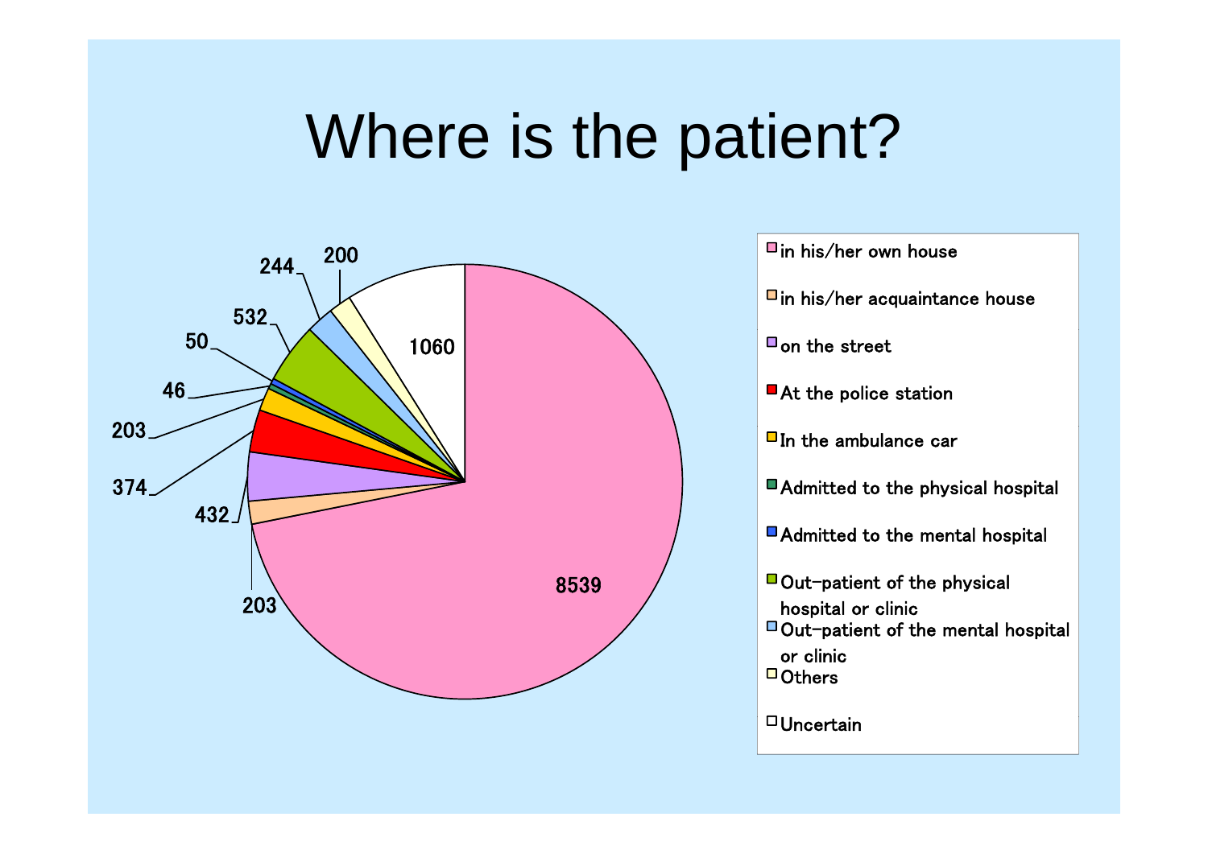# Where is the patient?

| Location | Count |
|---|---|
| in his/her own house | 8539 |
| in his/her acquaintance house | 203 |
| on the street | 432 |
| At the police station | 374 |
| In the ambulance car | 203 |
| Admitted to the physical hospital | 46 |
| Admitted to the mental hospital | 50 |
| Out-patient of the physical hospital or clinic | 532 |
| Out-patient of the mental hospital or clinic | 244 |
| Others | 200 |
| Uncertain | 1060 |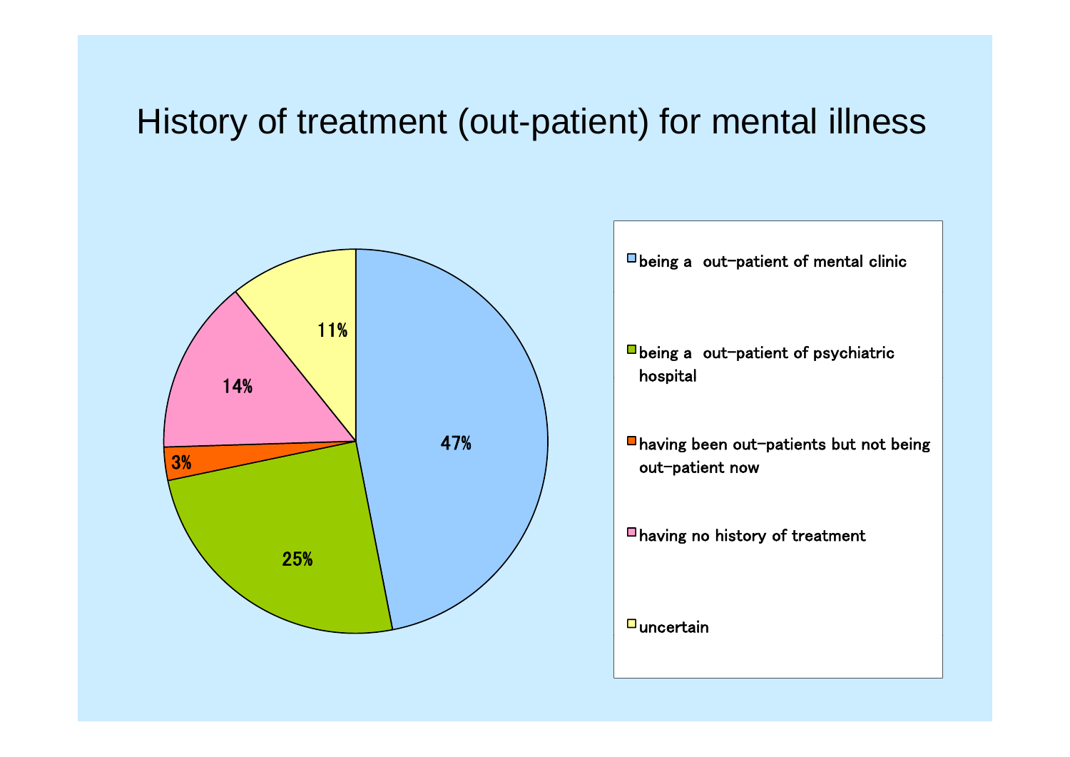# History of treatment (out-patient) for mental illness

| Category | Percentage |
|---|---|
| being a out-patient of mental clinic | 47% |
| being a out-patient of psychiatric hospital | 25% |
| having been out-patients but not being out-patient now | 3% |
| having no history of treatment | 14% |
| uncertain | 11% |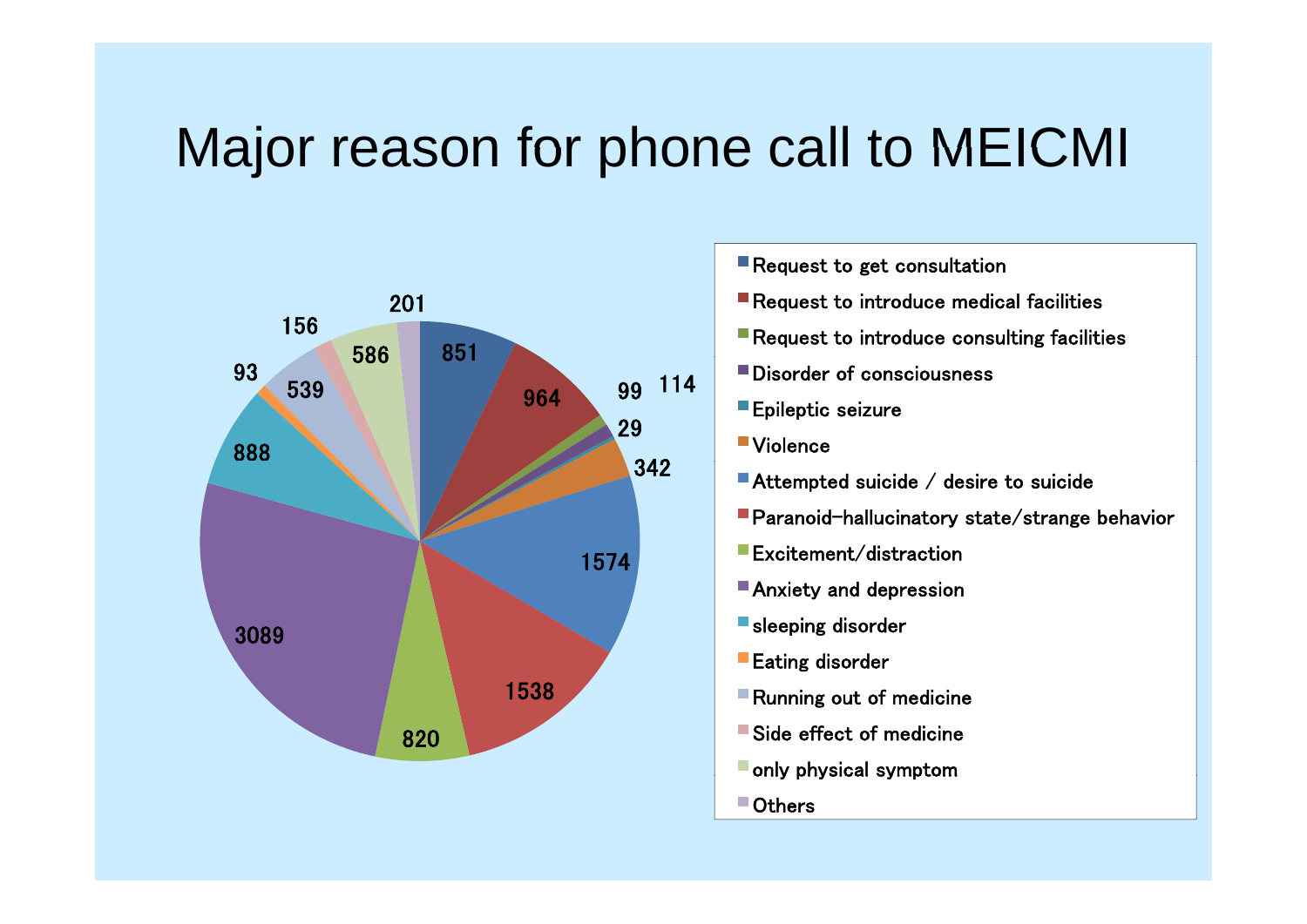# Major reason for phone call to MEICMI

| Reason | Count |
| --- | --- |
| Request to get consultation | 851 |
| Request to introduce medical facilities | 964 |
| Request to introduce consulting facilities | 99 |
| Disorder of consciousness | 114 |
| Epileptic seizure | 29 |
| Violence | 342 |
| Attempted suicide / desire to suicide | 1574 |
| Paranoid-hallucinatory state/strange behavior | 1538 |
| Excitement/distraction | 820 |
| Anxiety and depression | 3089 |
| sleeping disorder | 888 |
| Eating disorder | 93 |
| Running out of medicine | 539 |
| Side effect of medicine | 156 |
| only physical symptom | 586 |
| Others | 201 |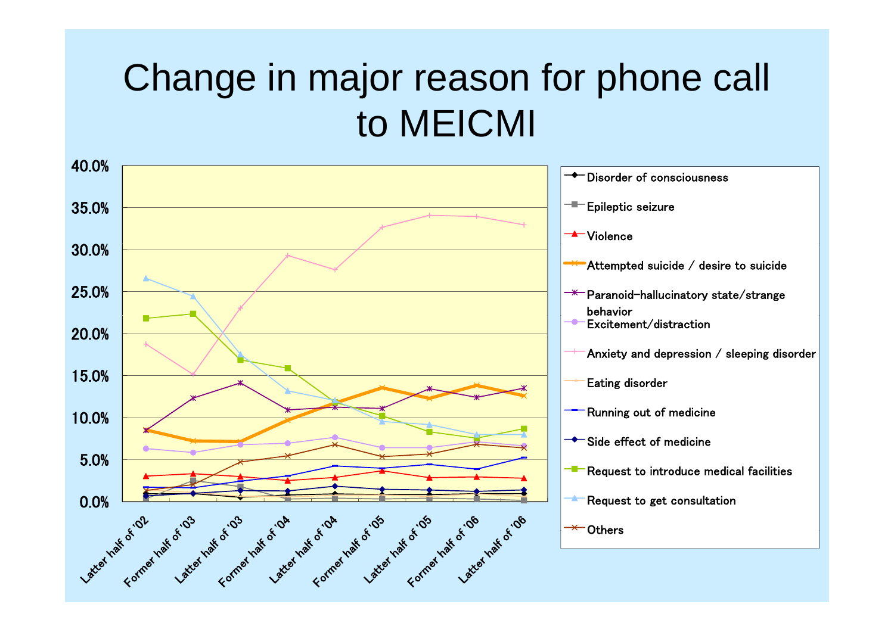# Change in major reason for phone call to MEICMI

40.0%
35.0%
30.0%
25.0%
20.0%
15.0%
10.0%
5.0%
0.0%

Latter half of '02 | Former half of '03 | Latter half of '03 | Former half of '04 | Latter half of '04 | Former half of '05 | Latter half of '05 | Former half of '06 | Latter half of '06

- Disorder of consciousness
- Epileptic seizure
- Violence
- Attempted suicide / desire to suicide
- Paranoid-hallucinatory state/strange behavior
- Excitement/distraction
- Anxiety and depression / sleeping disorder
- Eating disorder
- Running out of medicine
- Side effect of medicine
- Request to introduce medical facilities
- Request to get consultation
- Others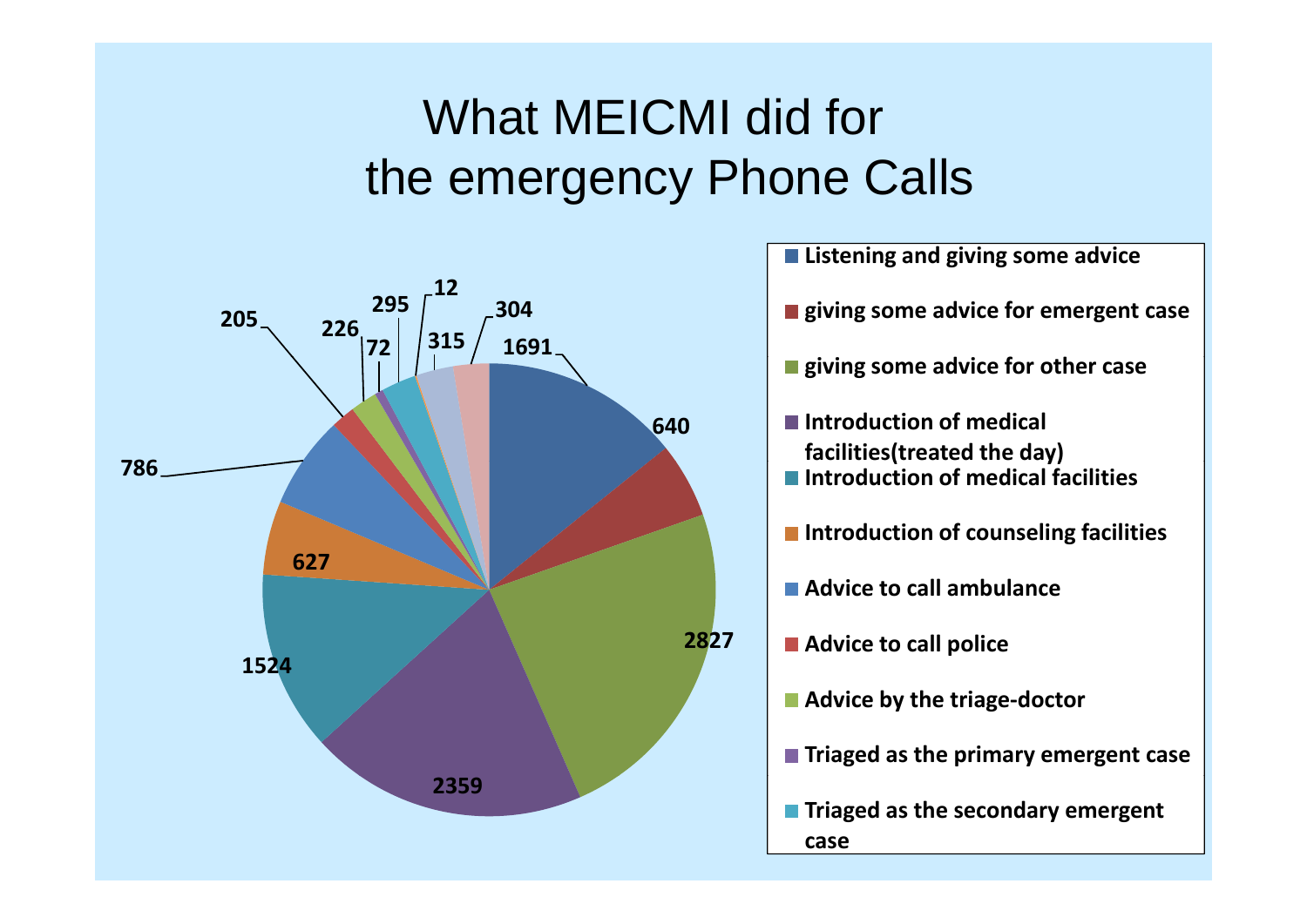# What MEICMI did for the emergency Phone Calls

- Listening and giving some advice
- giving some advice for emergent case
- giving some advice for other case
- Introduction of medical facilities(treated the day)
- Introduction of medical facilities
- Introduction of counseling facilities
- Advice to call ambulance
- Advice to call police
- Advice by the triage-doctor
- Triaged as the primary emergent case
- Triaged as the secondary emergent case

1691, 640, 2827, 2359, 1524, 627, 786, 205, 226, 72, 295, 12, 315, 304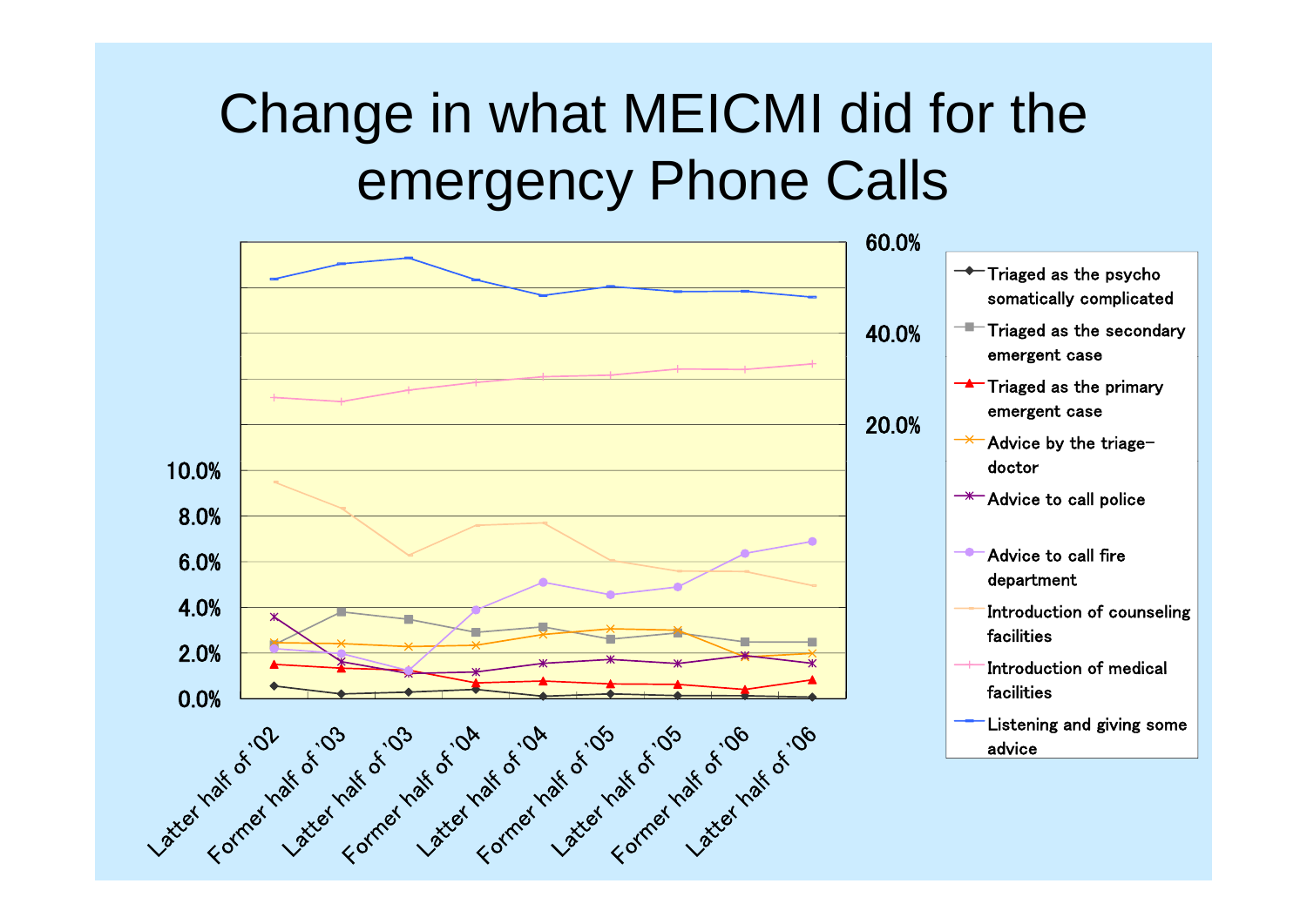# Change in what MEICMI did for the emergency Phone Calls

60.0%

40.0%

20.0%

10.0%

8.0%

6.0%

4.0%

2.0%

0.0%

Latter half of '02 | Former half of '03 | Latter half of '03 | Former half of '04 | Latter half of '04 | Former half of '05 | Latter half of '05 | Former half of '06 | Latter half of '06

- Triaged as the psycho somatically complicated
- Triaged as the secondary emergent case
- Triaged as the primary emergent case
- Advice by the triage-doctor
- Advice to call police
- Advice to call fire department
- Introduction of counseling facilities
- Introduction of medical facilities
- Listening and giving some advice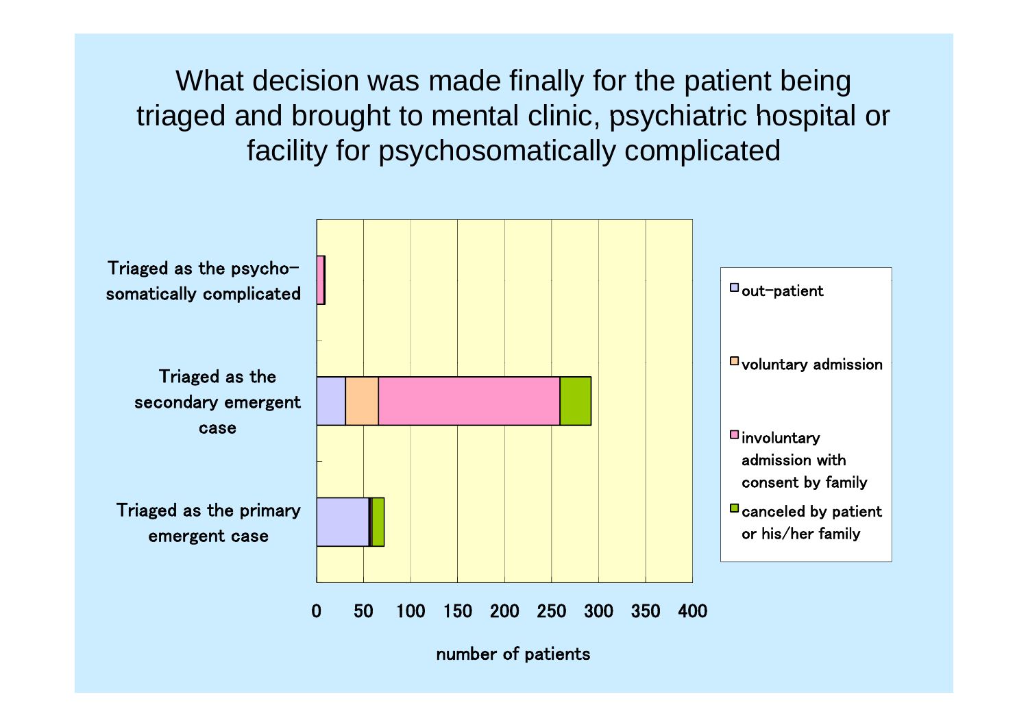# What decision was made finally for the patient being triaged and brought to mental clinic, psychiatric hospital or facility for psychosomatically complicated

Triaged as the psycho-somatically complicated

Triaged as the secondary emergent case

Triaged as the primary emergent case

0 50 100 150 200 250 300 350 400

number of patients

- out-patient
- voluntary admission
- involuntary admission with consent by family
- canceled by patient or his/her family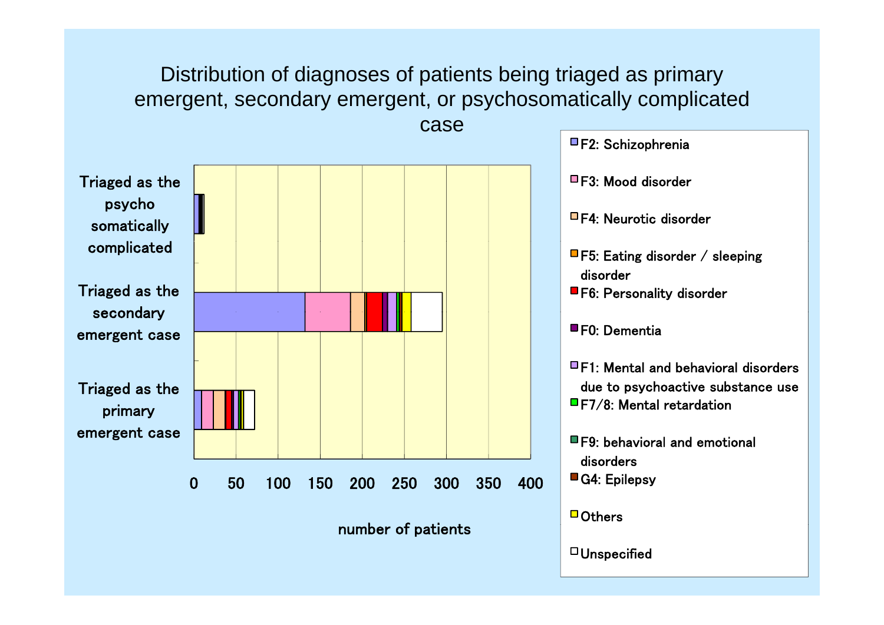# Distribution of diagnoses of patients being triaged as primary emergent, secondary emergent, or psychosomatically complicated case

Triaged as the psycho somatically complicated

Triaged as the secondary emergent case

Triaged as the primary emergent case

0 50 100 150 200 250 300 350 400

number of patients

- F2: Schizophrenia
- F3: Mood disorder
- F4: Neurotic disorder
- F5: Eating disorder / sleeping disorder
- F6: Personality disorder
- F0: Dementia
- F1: Mental and behavioral disorders due to psychoactive substance use
- F7/8: Mental retardation
- F9: behavioral and emotional disorders
- G4: Epilepsy
- Others
- Unspecified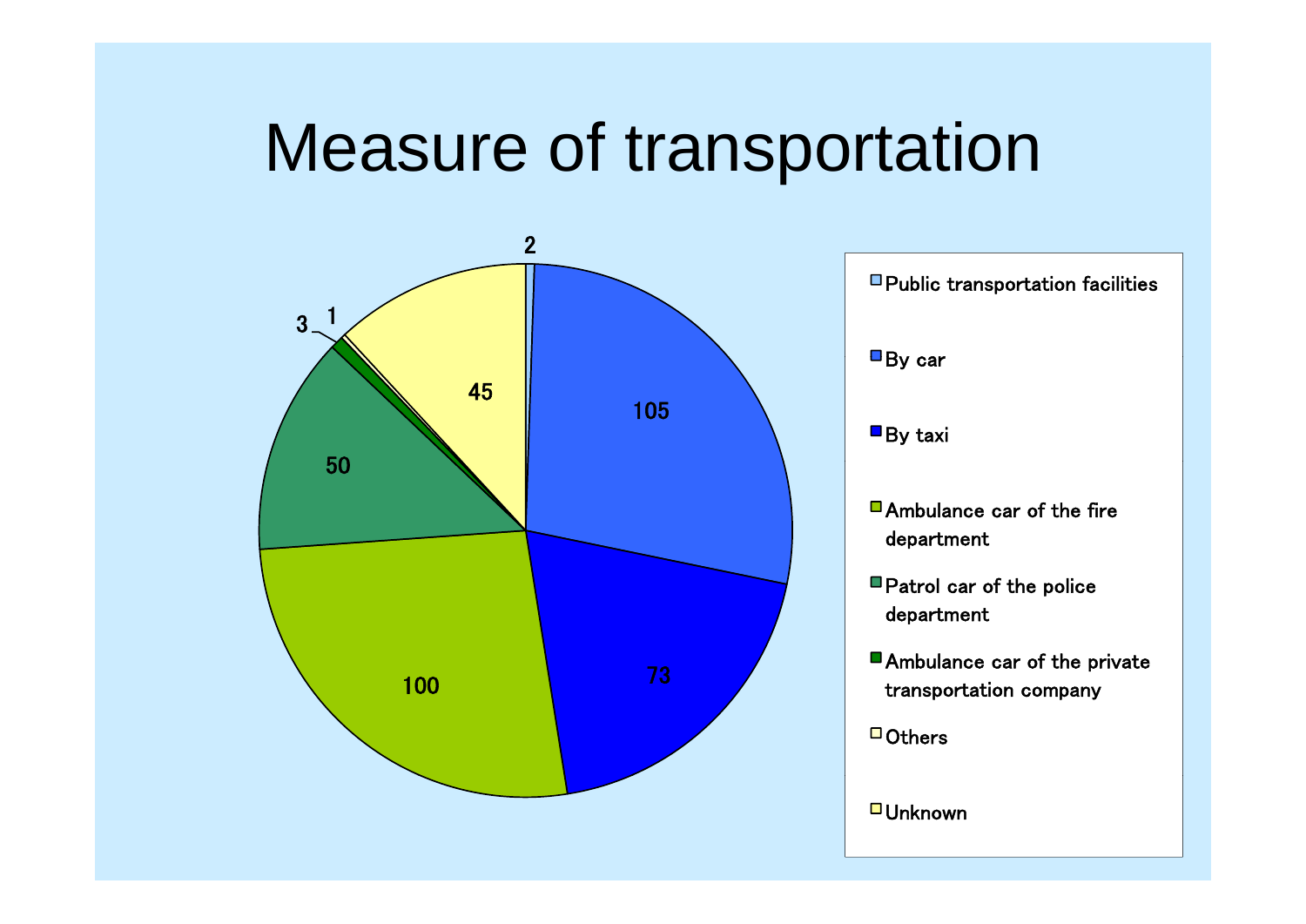# Measure of transportation

| Measure of transportation | Count |
|---|---|
| Public transportation facilities | 2 |
| By car | 105 |
| By taxi | 73 |
| Ambulance car of the fire department | 100 |
| Patrol car of the police department | 50 |
| Ambulance car of the private transportation company | 3 |
| Others | 1 |
| Unknown | 45 |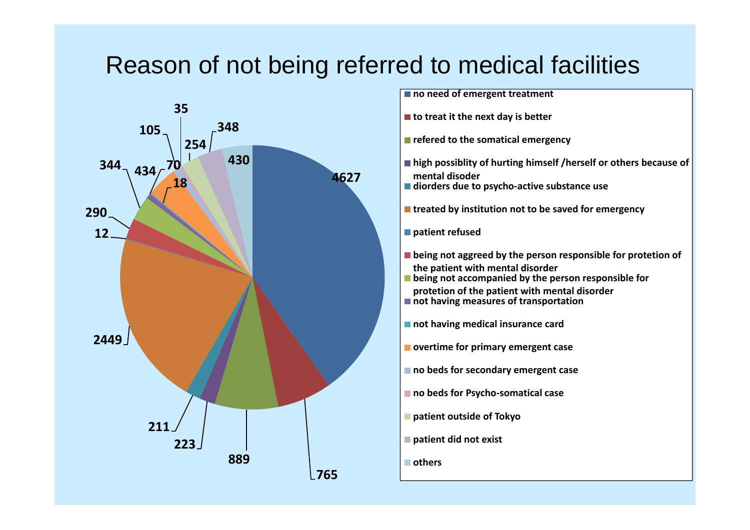# Reason of not being referred to medical facilities

| Reason | Number |
|---|---|
| no need of emergent treatment | 4627 |
| to treat it the next day is better | 765 |
| refered to the somatical emergency | 889 |
| high possiblity of hurting himself /herself or others because of mental disoder | 223 |
| diorders due to psycho-active substance use | 211 |
| treated by institution not to be saved for emergency | 2449 |
| patient refused | 12 |
| being not aggreed by the person responsible for protetion of the patient with mental disorder | 290 |
| being not accompanied by the person responsible for protetion of the patient with mental disorder | 344 |
| not having measures of transportation | 70 |
| not having medical insurance card | 18 |
| overtime for primary emergent case | 434 |
| no beds for secondary emergent case | 105 |
| no beds for Psycho-somatical case | 35 |
| patient outside of Tokyo | 254 |
| patient did not exist | 348 |
| others | 430 |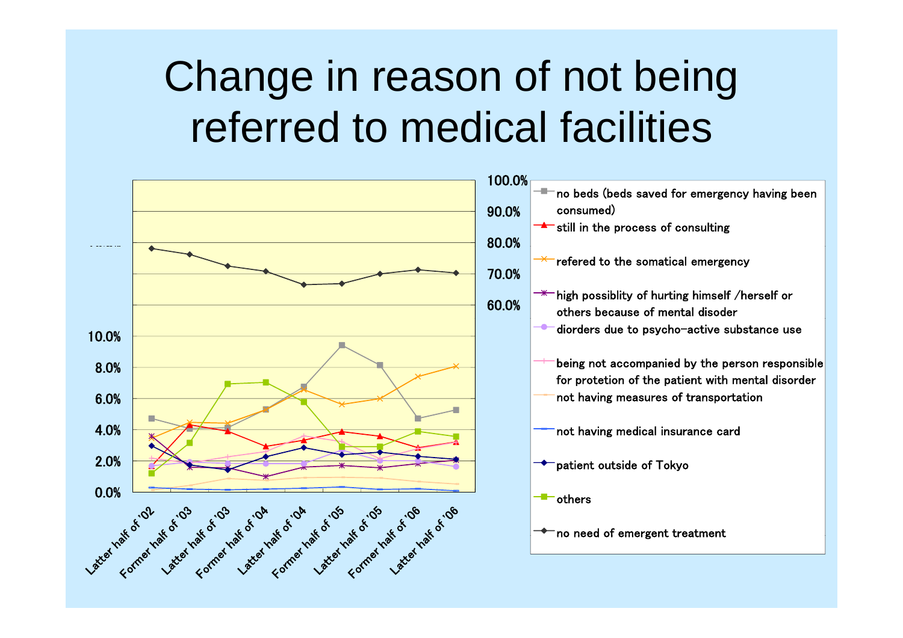# Change in reason of not being referred to medical facilities

100.0%
90.0%
80.0%
70.0%
60.0%
10.0%
8.0%
6.0%
4.0%
2.0%
0.0%

Latter half of '02
Former half of '03
Latter half of '03
Former half of '04
Latter half of '04
Former half of '05
Latter half of '05
Former half of '06
Latter half of '06

- no beds (beds saved for emergency having been consumed)
- still in the process of consulting
- refered to the somatical emergency
- high possiblity of hurting himself /herself or others because of mental disoder
- diorders due to psycho-active substance use
- being not accompanied by the person responsible for protetion of the patient with mental disorder
- not having measures of transportation
- not having medical insurance card
- patient outside of Tokyo
- others
- no need of emergent treatment